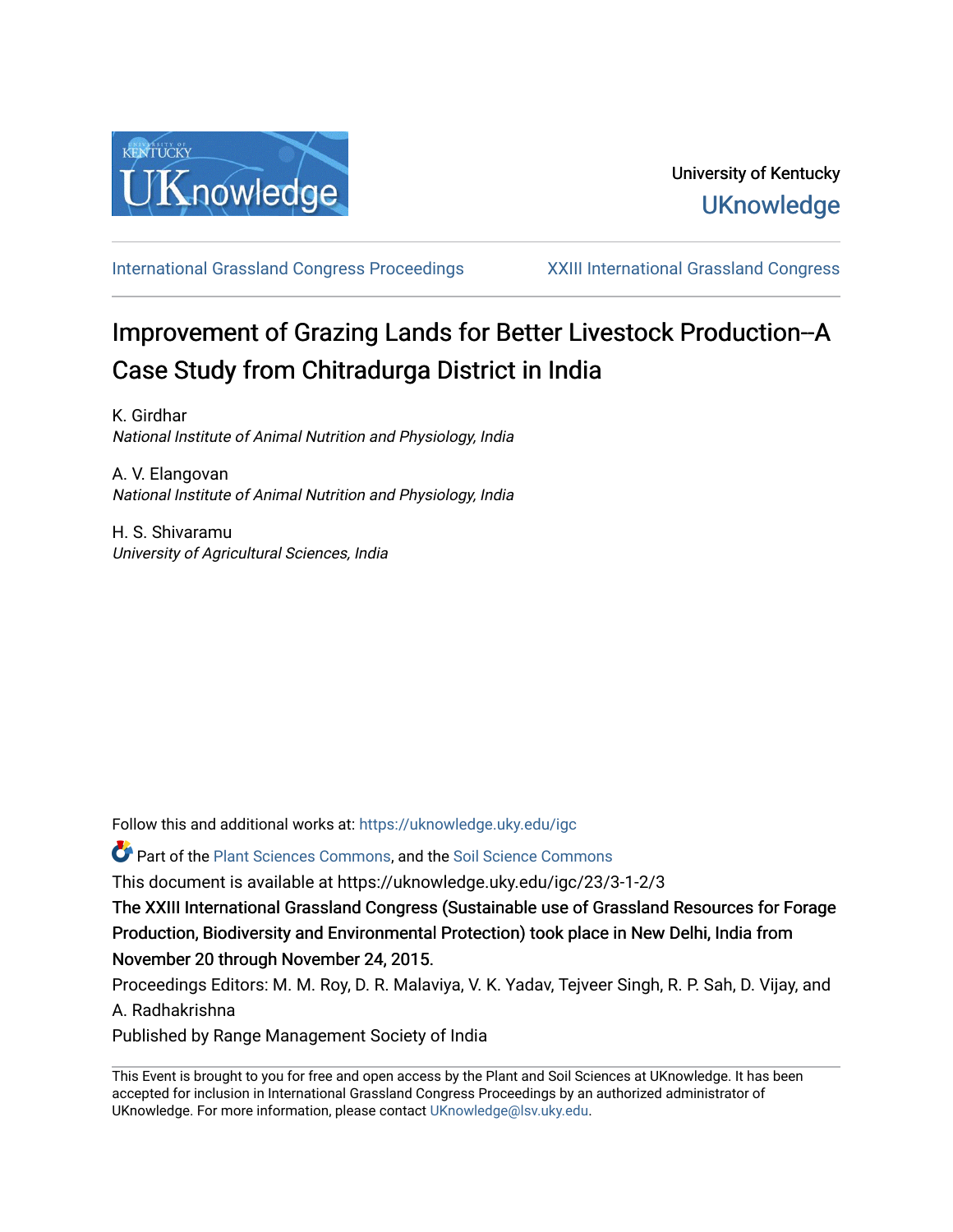University of Kentucky

UKnowledge

International Grassland Congress Proceedings | XXIII International Grassland Congress

# Improvement of Grazing Lands for Better Livestock Production--A Case Study from Chitradurga District in India

K. Girdhar
*National Institute of Animal Nutrition and Physiology, India*

A. V. Elangovan
*National Institute of Animal Nutrition and Physiology, India*

H. S. Shivaramu
*University of Agricultural Sciences, India*

Follow this and additional works at: https://uknowledge.uky.edu/igc

Part of the Plant Sciences Commons, and the Soil Science Commons

This document is available at https://uknowledge.uky.edu/igc/23/3-1-2/3

The XXIII International Grassland Congress (Sustainable use of Grassland Resources for Forage Production, Biodiversity and Environmental Protection) took place in New Delhi, India from November 20 through November 24, 2015.

Proceedings Editors: M. M. Roy, D. R. Malaviya, V. K. Yadav, Tejveer Singh, R. P. Sah, D. Vijay, and A. Radhakrishna

Published by Range Management Society of India

This Event is brought to you for free and open access by the Plant and Soil Sciences at UKnowledge. It has been accepted for inclusion in International Grassland Congress Proceedings by an authorized administrator of UKnowledge. For more information, please contact UKnowledge@lsv.uky.edu.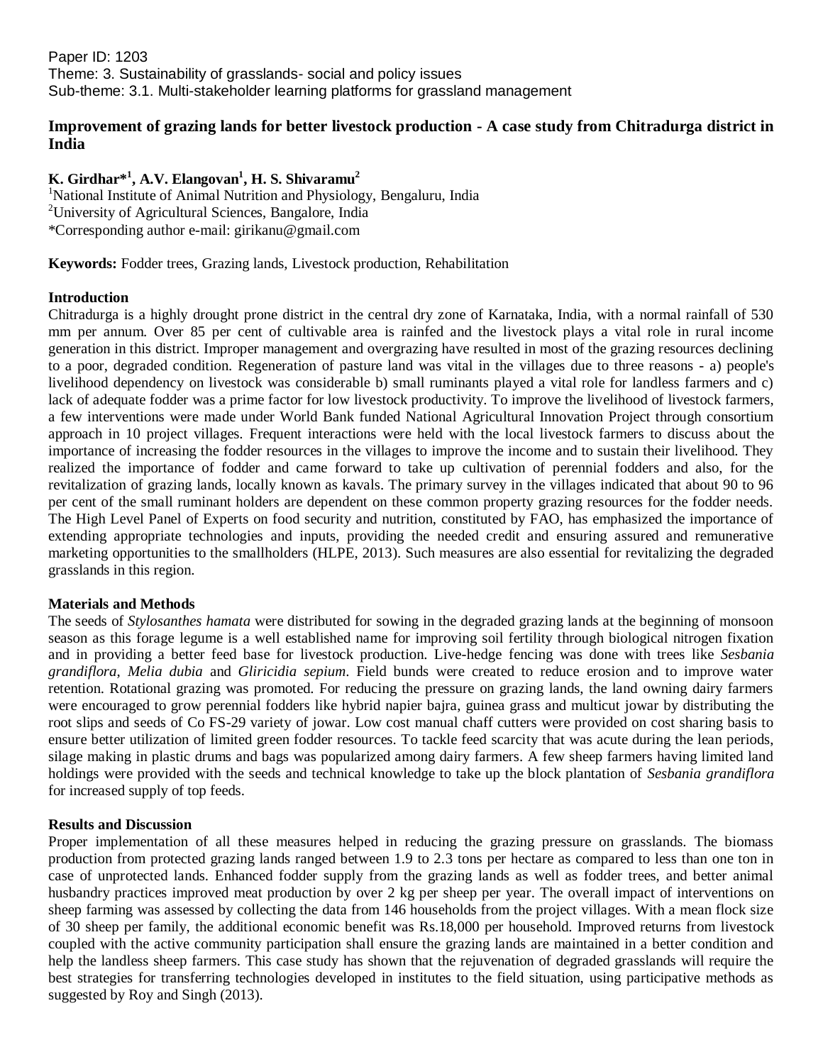Paper ID: 1203
Theme: 3. Sustainability of grasslands- social and policy issues
Sub-theme: 3.1. Multi-stakeholder learning platforms for grassland management

# Improvement of grazing lands for better livestock production - A case study from Chitradurga district in India

**K. Girdhar*[1], A.V. Elangovan[1], H. S. Shivaramu[2]**

[1]National Institute of Animal Nutrition and Physiology, Bengaluru, India
[2]University of Agricultural Sciences, Bangalore, India
*Corresponding author e-mail: girikanu@gmail.com

**Keywords:** Fodder trees, Grazing lands, Livestock production, Rehabilitation

## Introduction

Chitradurga is a highly drought prone district in the central dry zone of Karnataka, India, with a normal rainfall of 530 mm per annum. Over 85 per cent of cultivable area is rainfed and the livestock plays a vital role in rural income generation in this district. Improper management and overgrazing have resulted in most of the grazing resources declining to a poor, degraded condition. Regeneration of pasture land was vital in the villages due to three reasons - a) people's livelihood dependency on livestock was considerable b) small ruminants played a vital role for landless farmers and c) lack of adequate fodder was a prime factor for low livestock productivity. To improve the livelihood of livestock farmers, a few interventions were made under World Bank funded National Agricultural Innovation Project through consortium approach in 10 project villages. Frequent interactions were held with the local livestock farmers to discuss about the importance of increasing the fodder resources in the villages to improve the income and to sustain their livelihood. They realized the importance of fodder and came forward to take up cultivation of perennial fodders and also, for the revitalization of grazing lands, locally known as kavals. The primary survey in the villages indicated that about 90 to 96 per cent of the small ruminant holders are dependent on these common property grazing resources for the fodder needs. The High Level Panel of Experts on food security and nutrition, constituted by FAO, has emphasized the importance of extending appropriate technologies and inputs, providing the needed credit and ensuring assured and remunerative marketing opportunities to the smallholders (HLPE, 2013). Such measures are also essential for revitalizing the degraded grasslands in this region.

## Materials and Methods

The seeds of *Stylosanthes hamata* were distributed for sowing in the degraded grazing lands at the beginning of monsoon season as this forage legume is a well established name for improving soil fertility through biological nitrogen fixation and in providing a better feed base for livestock production. Live-hedge fencing was done with trees like *Sesbania grandiflora*, *Melia dubia* and *Gliricidia sepium*. Field bunds were created to reduce erosion and to improve water retention. Rotational grazing was promoted. For reducing the pressure on grazing lands, the land owning dairy farmers were encouraged to grow perennial fodders like hybrid napier bajra, guinea grass and multicut jowar by distributing the root slips and seeds of Co FS-29 variety of jowar. Low cost manual chaff cutters were provided on cost sharing basis to ensure better utilization of limited green fodder resources. To tackle feed scarcity that was acute during the lean periods, silage making in plastic drums and bags was popularized among dairy farmers. A few sheep farmers having limited land holdings were provided with the seeds and technical knowledge to take up the block plantation of *Sesbania grandiflora* for increased supply of top feeds.

## Results and Discussion

Proper implementation of all these measures helped in reducing the grazing pressure on grasslands. The biomass production from protected grazing lands ranged between 1.9 to 2.3 tons per hectare as compared to less than one ton in case of unprotected lands. Enhanced fodder supply from the grazing lands as well as fodder trees, and better animal husbandry practices improved meat production by over 2 kg per sheep per year. The overall impact of interventions on sheep farming was assessed by collecting the data from 146 households from the project villages. With a mean flock size of 30 sheep per family, the additional economic benefit was Rs.18,000 per household. Improved returns from livestock coupled with the active community participation shall ensure the grazing lands are maintained in a better condition and help the landless sheep farmers. This case study has shown that the rejuvenation of degraded grasslands will require the best strategies for transferring technologies developed in institutes to the field situation, using participative methods as suggested by Roy and Singh (2013).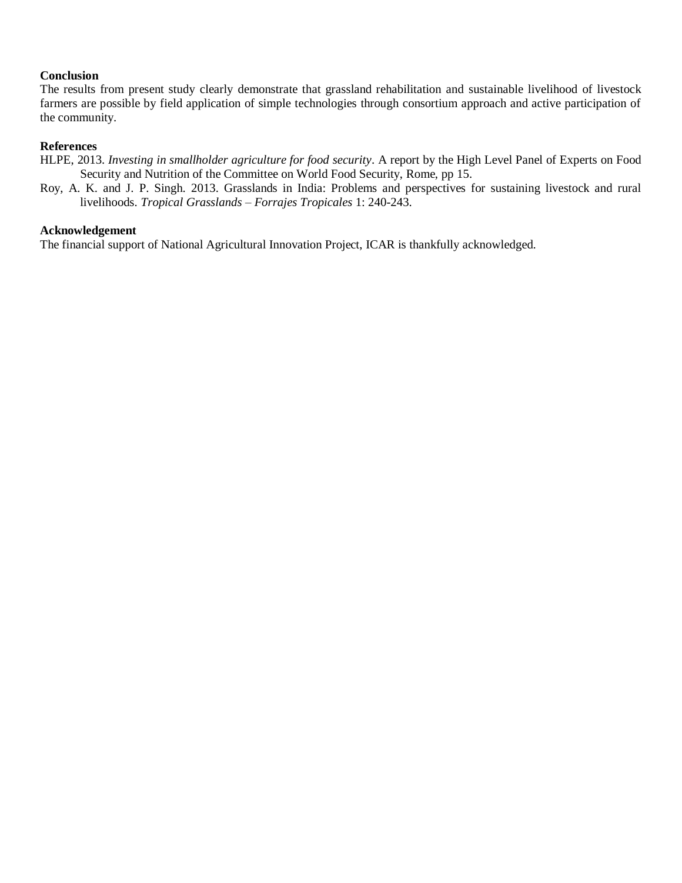## Conclusion

The results from present study clearly demonstrate that grassland rehabilitation and sustainable livelihood of livestock farmers are possible by field application of simple technologies through consortium approach and active participation of the community.

## References

HLPE, 2013. *Investing in smallholder agriculture for food security*. A report by the High Level Panel of Experts on Food Security and Nutrition of the Committee on World Food Security, Rome, pp 15.

Roy, A. K. and J. P. Singh. 2013. Grasslands in India: Problems and perspectives for sustaining livestock and rural livelihoods. *Tropical Grasslands – Forrajes Tropicales* 1: 240-243.

## Acknowledgement

The financial support of National Agricultural Innovation Project, ICAR is thankfully acknowledged.